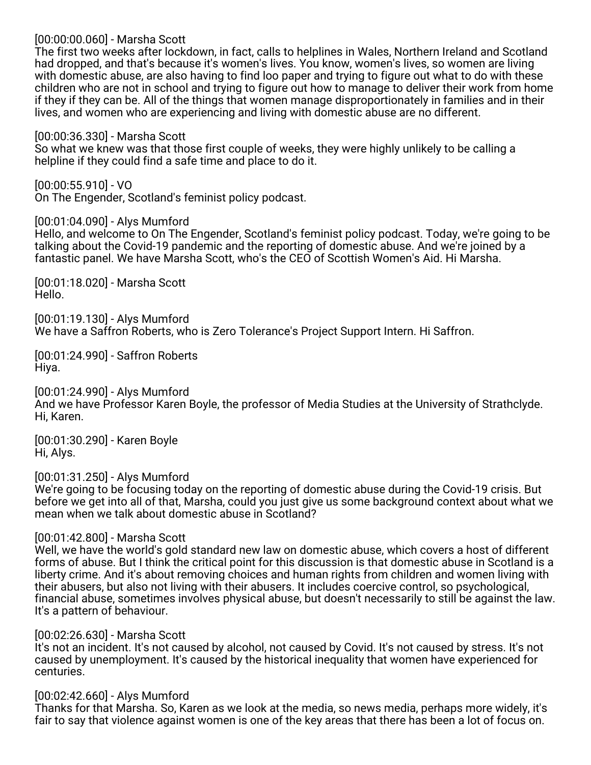[00:00:00.060] - Marsha Scott
The first two weeks after lockdown, in fact, calls to helplines in Wales, Northern Ireland and Scotland had dropped, and that's because it's women's lives. You know, women's lives, so women are living with domestic abuse, are also having to find loo paper and trying to figure out what to do with these children who are not in school and trying to figure out how to manage to deliver their work from home if they if they can be. All of the things that women manage disproportionately in families and in their lives, and women who are experiencing and living with domestic abuse are no different.

[00:00:36.330] - Marsha Scott
So what we knew was that those first couple of weeks, they were highly unlikely to be calling a helpline if they could find a safe time and place to do it.

[00:00:55.910] - VO
On The Engender, Scotland's feminist policy podcast.

[00:01:04.090] - Alys Mumford
Hello, and welcome to On The Engender, Scotland's feminist policy podcast. Today, we're going to be talking about the Covid-19 pandemic and the reporting of domestic abuse. And we're joined by a fantastic panel. We have Marsha Scott, who's the CEO of Scottish Women's Aid. Hi Marsha.

[00:01:18.020] - Marsha Scott
Hello.

[00:01:19.130] - Alys Mumford
We have a Saffron Roberts, who is Zero Tolerance's Project Support Intern. Hi Saffron.

[00:01:24.990] - Saffron Roberts
Hiya.

[00:01:24.990] - Alys Mumford
And we have Professor Karen Boyle, the professor of Media Studies at the University of Strathclyde. Hi, Karen.

[00:01:30.290] - Karen Boyle
Hi, Alys.

[00:01:31.250] - Alys Mumford
We're going to be focusing today on the reporting of domestic abuse during the Covid-19 crisis. But before we get into all of that, Marsha, could you just give us some background context about what we mean when we talk about domestic abuse in Scotland?

[00:01:42.800] - Marsha Scott
Well, we have the world's gold standard new law on domestic abuse, which covers a host of different forms of abuse. But I think the critical point for this discussion is that domestic abuse in Scotland is a liberty crime. And it's about removing choices and human rights from children and women living with their abusers, but also not living with their abusers. It includes coercive control, so psychological, financial abuse, sometimes involves physical abuse, but doesn't necessarily to still be against the law. It's a pattern of behaviour.

[00:02:26.630] - Marsha Scott
It's not an incident. It's not caused by alcohol, not caused by Covid. It's not caused by stress. It's not caused by unemployment. It's caused by the historical inequality that women have experienced for centuries.

[00:02:42.660] - Alys Mumford
Thanks for that Marsha. So, Karen as we look at the media, so news media, perhaps more widely, it's fair to say that violence against women is one of the key areas that there has been a lot of focus on.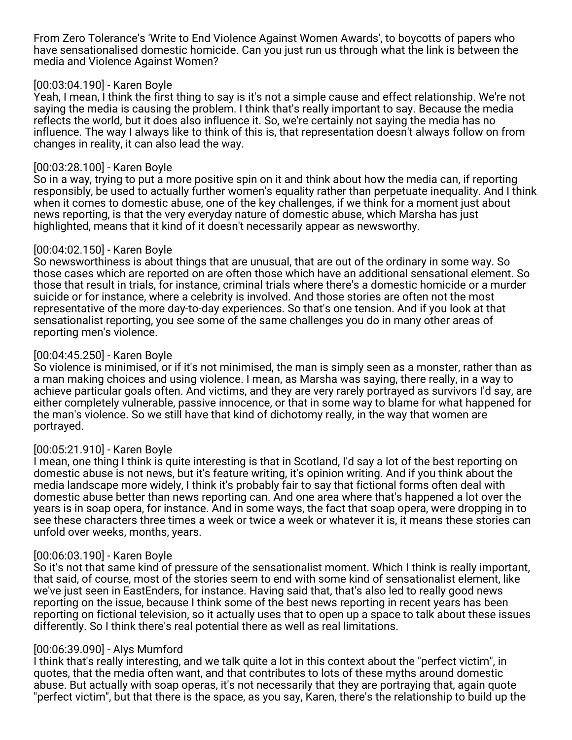From Zero Tolerance's 'Write to End Violence Against Women Awards', to boycotts of papers who have sensationalised domestic homicide. Can you just run us through what the link is between the media and Violence Against Women?

[00:03:04.190] - Karen Boyle
Yeah, I mean, I think the first thing to say is it's not a simple cause and effect relationship. We're not saying the media is causing the problem. I think that's really important to say. Because the media reflects the world, but it does also influence it. So, we're certainly not saying the media has no influence. The way I always like to think of this is, that representation doesn't always follow on from changes in reality, it can also lead the way.

[00:03:28.100] - Karen Boyle
So in a way, trying to put a more positive spin on it and think about how the media can, if reporting responsibly, be used to actually further women's equality rather than perpetuate inequality. And I think when it comes to domestic abuse, one of the key challenges, if we think for a moment just about news reporting, is that the very everyday nature of domestic abuse, which Marsha has just highlighted, means that it kind of it doesn't necessarily appear as newsworthy.

[00:04:02.150] - Karen Boyle
So newsworthiness is about things that are unusual, that are out of the ordinary in some way. So those cases which are reported on are often those which have an additional sensational element. So those that result in trials, for instance, criminal trials where there's a domestic homicide or a murder suicide or for instance, where a celebrity is involved. And those stories are often not the most representative of the more day-to-day experiences. So that's one tension. And if you look at that sensationalist reporting, you see some of the same challenges you do in many other areas of reporting men's violence.

[00:04:45.250] - Karen Boyle
So violence is minimised, or if it's not minimised, the man is simply seen as a monster, rather than as a man making choices and using violence. I mean, as Marsha was saying, there really, in a way to achieve particular goals often. And victims, and they are very rarely portrayed as survivors I'd say, are either completely vulnerable, passive innocence, or that in some way to blame for what happened for the man's violence. So we still have that kind of dichotomy really, in the way that women are portrayed.

[00:05:21.910] - Karen Boyle
I mean, one thing I think is quite interesting is that in Scotland, I'd say a lot of the best reporting on domestic abuse is not news, but it's feature writing, it's opinion writing. And if you think about the media landscape more widely, I think it's probably fair to say that fictional forms often deal with domestic abuse better than news reporting can. And one area where that's happened a lot over the years is in soap opera, for instance. And in some ways, the fact that soap opera, were dropping in to see these characters three times a week or twice a week or whatever it is, it means these stories can unfold over weeks, months, years.

[00:06:03.190] - Karen Boyle
So it's not that same kind of pressure of the sensationalist moment. Which I think is really important, that said, of course, most of the stories seem to end with some kind of sensationalist element, like we've just seen in EastEnders, for instance. Having said that, that's also led to really good news reporting on the issue, because I think some of the best news reporting in recent years has been reporting on fictional television, so it actually uses that to open up a space to talk about these issues differently. So I think there's real potential there as well as real limitations.

[00:06:39.090] - Alys Mumford
I think that's really interesting, and we talk quite a lot in this context about the "perfect victim", in quotes, that the media often want, and that contributes to lots of these myths around domestic abuse. But actually with soap operas, it's not necessarily that they are portraying that, again quote "perfect victim", but that there is the space, as you say, Karen, there's the relationship to build up the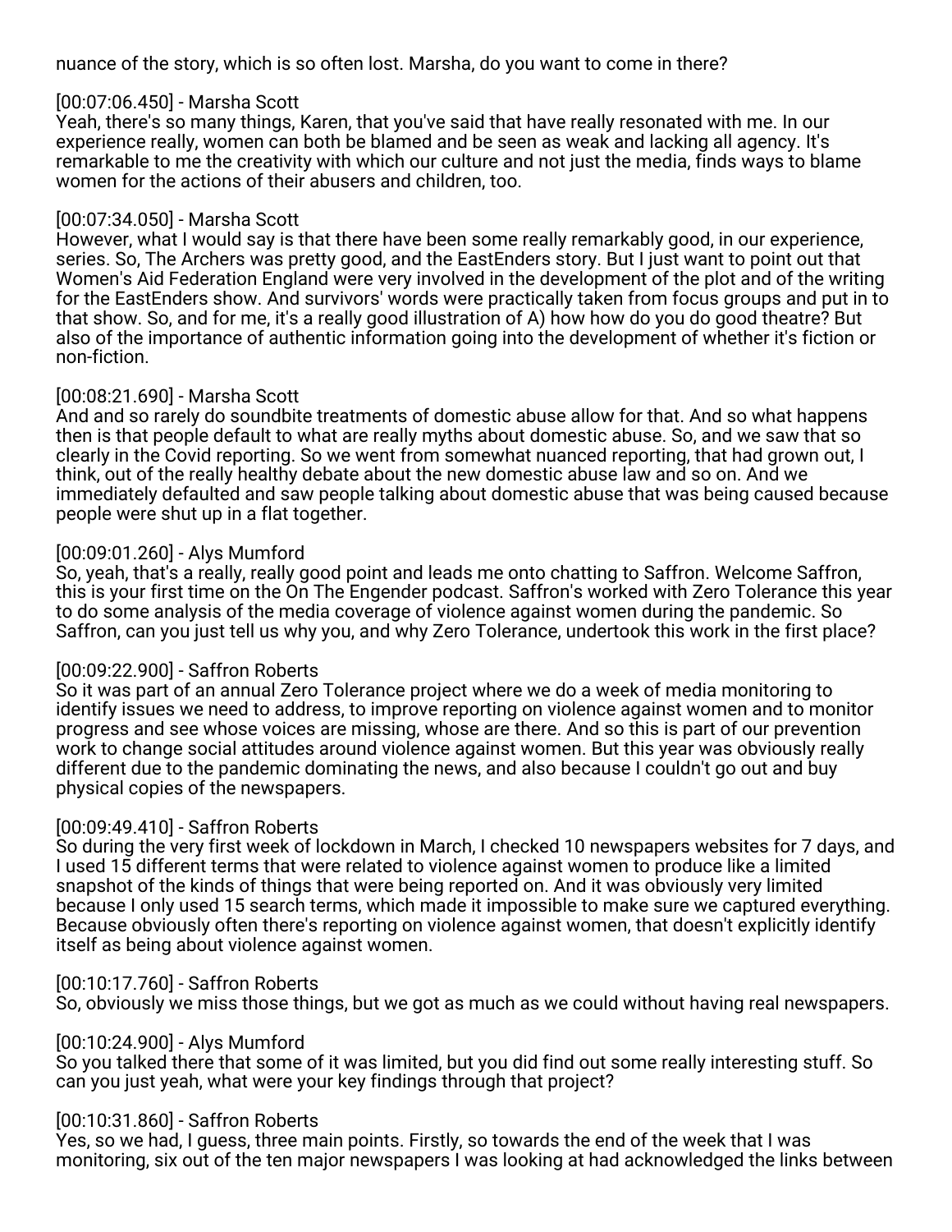nuance of the story, which is so often lost. Marsha, do you want to come in there?

[00:07:06.450] - Marsha Scott
Yeah, there's so many things, Karen, that you've said that have really resonated with me. In our experience really, women can both be blamed and be seen as weak and lacking all agency. It's remarkable to me the creativity with which our culture and not just the media, finds ways to blame women for the actions of their abusers and children, too.

[00:07:34.050] - Marsha Scott
However, what I would say is that there have been some really remarkably good, in our experience, series. So, The Archers was pretty good, and the EastEnders story. But I just want to point out that Women's Aid Federation England were very involved in the development of the plot and of the writing for the EastEnders show. And survivors' words were practically taken from focus groups and put in to that show. So, and for me, it's a really good illustration of A) how how do you do good theatre? But also of the importance of authentic information going into the development of whether it's fiction or non-fiction.

[00:08:21.690] - Marsha Scott
And and so rarely do soundbite treatments of domestic abuse allow for that. And so what happens then is that people default to what are really myths about domestic abuse. So, and we saw that so clearly in the Covid reporting. So we went from somewhat nuanced reporting, that had grown out, I think, out of the really healthy debate about the new domestic abuse law and so on. And we immediately defaulted and saw people talking about domestic abuse that was being caused because people were shut up in a flat together.

[00:09:01.260] - Alys Mumford
So, yeah, that's a really, really good point and leads me onto chatting to Saffron. Welcome Saffron, this is your first time on the On The Engender podcast. Saffron's worked with Zero Tolerance this year to do some analysis of the media coverage of violence against women during the pandemic. So Saffron, can you just tell us why you, and why Zero Tolerance, undertook this work in the first place?

[00:09:22.900] - Saffron Roberts
So it was part of an annual Zero Tolerance project where we do a week of media monitoring to identify issues we need to address, to improve reporting on violence against women and to monitor progress and see whose voices are missing, whose are there. And so this is part of our prevention work to change social attitudes around violence against women. But this year was obviously really different due to the pandemic dominating the news, and also because I couldn't go out and buy physical copies of the newspapers.

[00:09:49.410] - Saffron Roberts
So during the very first week of lockdown in March, I checked 10 newspapers websites for 7 days, and I used 15 different terms that were related to violence against women to produce like a limited snapshot of the kinds of things that were being reported on. And it was obviously very limited because I only used 15 search terms, which made it impossible to make sure we captured everything. Because obviously often there's reporting on violence against women, that doesn't explicitly identify itself as being about violence against women.

[00:10:17.760] - Saffron Roberts
So, obviously we miss those things, but we got as much as we could without having real newspapers.

[00:10:24.900] - Alys Mumford
So you talked there that some of it was limited, but you did find out some really interesting stuff. So can you just yeah, what were your key findings through that project?

[00:10:31.860] - Saffron Roberts
Yes, so we had, I guess, three main points. Firstly, so towards the end of the week that I was monitoring, six out of the ten major newspapers I was looking at had acknowledged the links between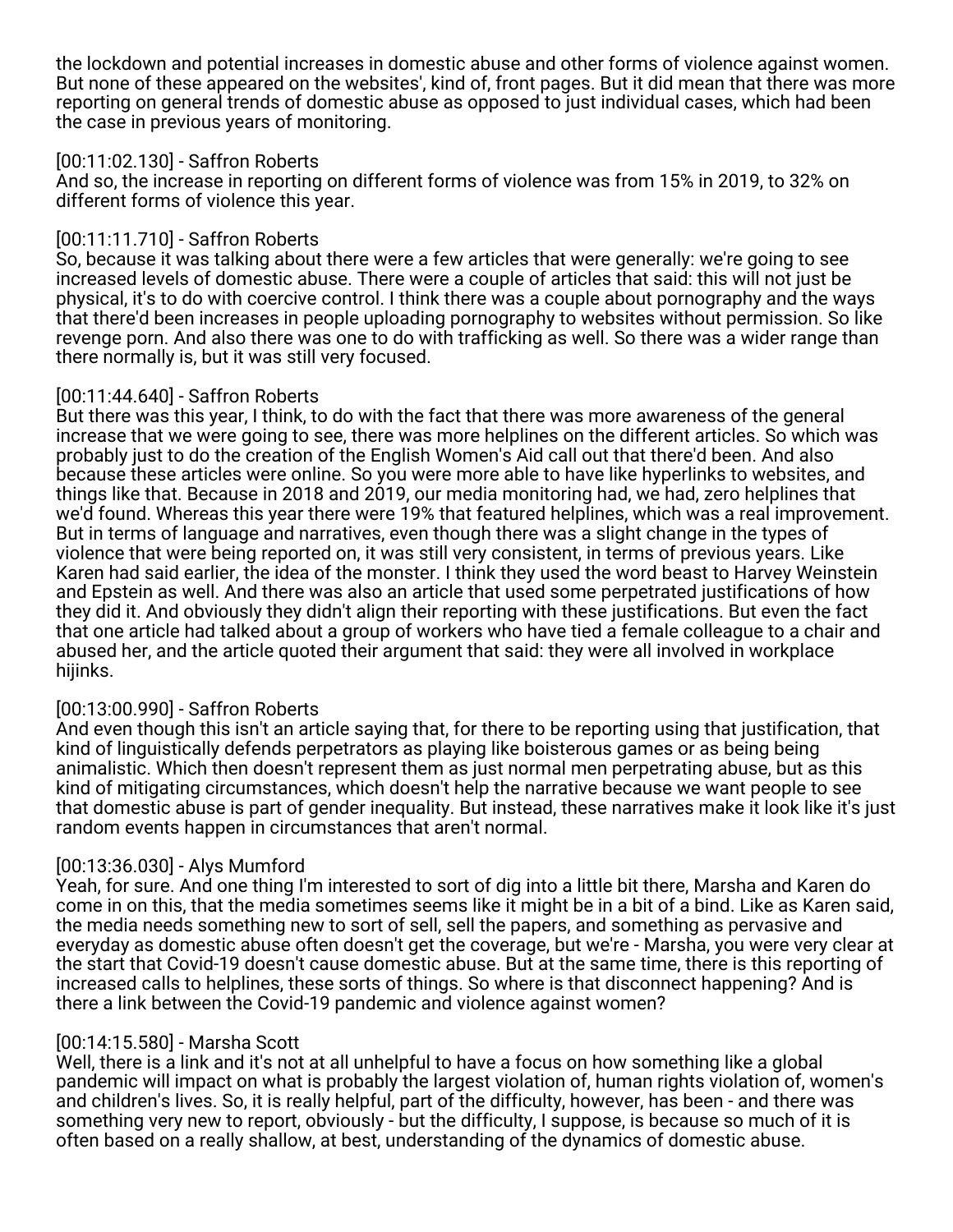the lockdown and potential increases in domestic abuse and other forms of violence against women. But none of these appeared on the websites', kind of, front pages. But it did mean that there was more reporting on general trends of domestic abuse as opposed to just individual cases, which had been the case in previous years of monitoring.

[00:11:02.130] - Saffron Roberts
And so, the increase in reporting on different forms of violence was from 15% in 2019, to 32% on different forms of violence this year.

[00:11:11.710] - Saffron Roberts
So, because it was talking about there were a few articles that were generally: we're going to see increased levels of domestic abuse. There were a couple of articles that said: this will not just be physical, it's to do with coercive control. I think there was a couple about pornography and the ways that there'd been increases in people uploading pornography to websites without permission. So like revenge porn. And also there was one to do with trafficking as well. So there was a wider range than there normally is, but it was still very focused.

[00:11:44.640] - Saffron Roberts
But there was this year, I think, to do with the fact that there was more awareness of the general increase that we were going to see, there was more helplines on the different articles. So which was probably just to do the creation of the English Women's Aid call out that there'd been. And also because these articles were online. So you were more able to have like hyperlinks to websites, and things like that. Because in 2018 and 2019, our media monitoring had, we had, zero helplines that we'd found. Whereas this year there were 19% that featured helplines, which was a real improvement. But in terms of language and narratives, even though there was a slight change in the types of violence that were being reported on, it was still very consistent, in terms of previous years. Like Karen had said earlier, the idea of the monster. I think they used the word beast to Harvey Weinstein and Epstein as well. And there was also an article that used some perpetrated justifications of how they did it. And obviously they didn't align their reporting with these justifications. But even the fact that one article had talked about a group of workers who have tied a female colleague to a chair and abused her, and the article quoted their argument that said: they were all involved in workplace hijinks.

[00:13:00.990] - Saffron Roberts
And even though this isn't an article saying that, for there to be reporting using that justification, that kind of linguistically defends perpetrators as playing like boisterous games or as being being animalistic. Which then doesn't represent them as just normal men perpetrating abuse, but as this kind of mitigating circumstances, which doesn't help the narrative because we want people to see that domestic abuse is part of gender inequality. But instead, these narratives make it look like it's just random events happen in circumstances that aren't normal.

[00:13:36.030] - Alys Mumford
Yeah, for sure. And one thing I'm interested to sort of dig into a little bit there, Marsha and Karen do come in on this, that the media sometimes seems like it might be in a bit of a bind. Like as Karen said, the media needs something new to sort of sell, sell the papers, and something as pervasive and everyday as domestic abuse often doesn't get the coverage, but we're - Marsha, you were very clear at the start that Covid-19 doesn't cause domestic abuse. But at the same time, there is this reporting of increased calls to helplines, these sorts of things. So where is that disconnect happening? And is there a link between the Covid-19 pandemic and violence against women?

[00:14:15.580] - Marsha Scott
Well, there is a link and it's not at all unhelpful to have a focus on how something like a global pandemic will impact on what is probably the largest violation of, human rights violation of, women's and children's lives. So, it is really helpful, part of the difficulty, however, has been - and there was something very new to report, obviously - but the difficulty, I suppose, is because so much of it is often based on a really shallow, at best, understanding of the dynamics of domestic abuse.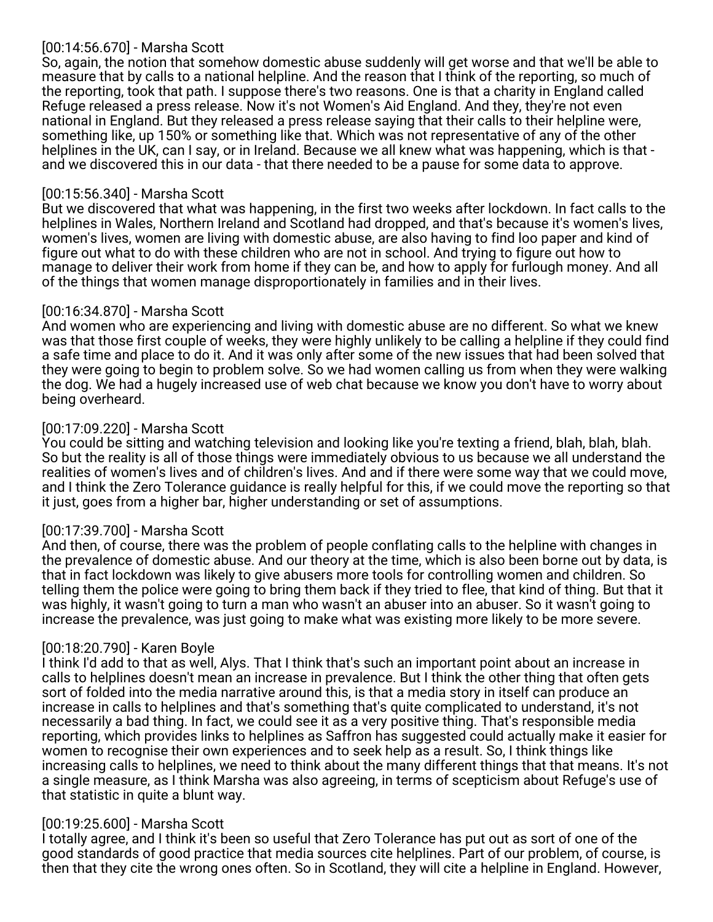[00:14:56.670] - Marsha Scott
So, again, the notion that somehow domestic abuse suddenly will get worse and that we'll be able to measure that by calls to a national helpline. And the reason that I think of the reporting, so much of the reporting, took that path. I suppose there's two reasons. One is that a charity in England called Refuge released a press release. Now it's not Women's Aid England. And they, they're not even national in England. But they released a press release saying that their calls to their helpline were, something like, up 150% or something like that. Which was not representative of any of the other helplines in the UK, can I say, or in Ireland. Because we all knew what was happening, which is that - and we discovered this in our data - that there needed to be a pause for some data to approve.

[00:15:56.340] - Marsha Scott
But we discovered that what was happening, in the first two weeks after lockdown. In fact calls to the helplines in Wales, Northern Ireland and Scotland had dropped, and that's because it's women's lives, women's lives, women are living with domestic abuse, are also having to find loo paper and kind of figure out what to do with these children who are not in school. And trying to figure out how to manage to deliver their work from home if they can be, and how to apply for furlough money. And all of the things that women manage disproportionately in families and in their lives.

[00:16:34.870] - Marsha Scott
And women who are experiencing and living with domestic abuse are no different. So what we knew was that those first couple of weeks, they were highly unlikely to be calling a helpline if they could find a safe time and place to do it. And it was only after some of the new issues that had been solved that they were going to begin to problem solve. So we had women calling us from when they were walking the dog. We had a hugely increased use of web chat because we know you don't have to worry about being overheard.

[00:17:09.220] - Marsha Scott
You could be sitting and watching television and looking like you're texting a friend, blah, blah, blah. So but the reality is all of those things were immediately obvious to us because we all understand the realities of women's lives and of children's lives. And and if there were some way that we could move, and I think the Zero Tolerance guidance is really helpful for this, if we could move the reporting so that it just, goes from a higher bar, higher understanding or set of assumptions.

[00:17:39.700] - Marsha Scott
And then, of course, there was the problem of people conflating calls to the helpline with changes in the prevalence of domestic abuse. And our theory at the time, which is also been borne out by data, is that in fact lockdown was likely to give abusers more tools for controlling women and children. So telling them the police were going to bring them back if they tried to flee, that kind of thing. But that it was highly, it wasn't going to turn a man who wasn't an abuser into an abuser. So it wasn't going to increase the prevalence, was just going to make what was existing more likely to be more severe.

[00:18:20.790] - Karen Boyle
I think I'd add to that as well, Alys. That I think that's such an important point about an increase in calls to helplines doesn't mean an increase in prevalence. But I think the other thing that often gets sort of folded into the media narrative around this, is that a media story in itself can produce an increase in calls to helplines and that's something that's quite complicated to understand, it's not necessarily a bad thing. In fact, we could see it as a very positive thing. That's responsible media reporting, which provides links to helplines as Saffron has suggested could actually make it easier for women to recognise their own experiences and to seek help as a result. So, I think things like increasing calls to helplines, we need to think about the many different things that that means. It's not a single measure, as I think Marsha was also agreeing, in terms of scepticism about Refuge's use of that statistic in quite a blunt way.

[00:19:25.600] - Marsha Scott
I totally agree, and I think it's been so useful that Zero Tolerance has put out as sort of one of the good standards of good practice that media sources cite helplines. Part of our problem, of course, is then that they cite the wrong ones often. So in Scotland, they will cite a helpline in England. However,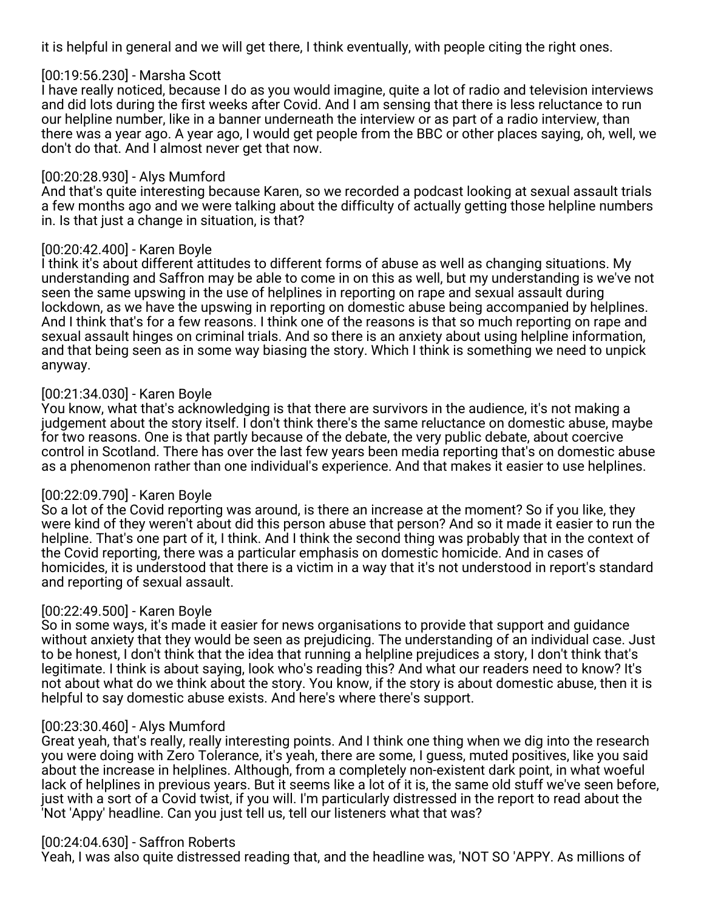it is helpful in general and we will get there, I think eventually, with people citing the right ones.

[00:19:56.230] - Marsha Scott
I have really noticed, because I do as you would imagine, quite a lot of radio and television interviews and did lots during the first weeks after Covid. And I am sensing that there is less reluctance to run our helpline number, like in a banner underneath the interview or as part of a radio interview, than there was a year ago. A year ago, I would get people from the BBC or other places saying, oh, well, we don't do that. And I almost never get that now.

[00:20:28.930] - Alys Mumford
And that's quite interesting because Karen, so we recorded a podcast looking at sexual assault trials a few months ago and we were talking about the difficulty of actually getting those helpline numbers in. Is that just a change in situation, is that?

[00:20:42.400] - Karen Boyle
I think it's about different attitudes to different forms of abuse as well as changing situations. My understanding and Saffron may be able to come in on this as well, but my understanding is we've not seen the same upswing in the use of helplines in reporting on rape and sexual assault during lockdown, as we have the upswing in reporting on domestic abuse being accompanied by helplines. And I think that's for a few reasons. I think one of the reasons is that so much reporting on rape and sexual assault hinges on criminal trials. And so there is an anxiety about using helpline information, and that being seen as in some way biasing the story. Which I think is something we need to unpick anyway.

[00:21:34.030] - Karen Boyle
You know, what that's acknowledging is that there are survivors in the audience, it's not making a judgement about the story itself. I don't think there's the same reluctance on domestic abuse, maybe for two reasons. One is that partly because of the debate, the very public debate, about coercive control in Scotland. There has over the last few years been media reporting that's on domestic abuse as a phenomenon rather than one individual's experience. And that makes it easier to use helplines.

[00:22:09.790] - Karen Boyle
So a lot of the Covid reporting was around, is there an increase at the moment? So if you like, they were kind of they weren't about did this person abuse that person? And so it made it easier to run the helpline. That's one part of it, I think. And I think the second thing was probably that in the context of the Covid reporting, there was a particular emphasis on domestic homicide. And in cases of homicides, it is understood that there is a victim in a way that it's not understood in report's standard and reporting of sexual assault.

[00:22:49.500] - Karen Boyle
So in some ways, it's made it easier for news organisations to provide that support and guidance without anxiety that they would be seen as prejudicing. The understanding of an individual case. Just to be honest, I don't think that the idea that running a helpline prejudices a story, I don't think that's legitimate. I think is about saying, look who's reading this? And what our readers need to know? It's not about what do we think about the story. You know, if the story is about domestic abuse, then it is helpful to say domestic abuse exists. And here's where there's support.

[00:23:30.460] - Alys Mumford
Great yeah, that's really, really interesting points. And I think one thing when we dig into the research you were doing with Zero Tolerance, it's yeah, there are some, I guess, muted positives, like you said about the increase in helplines. Although, from a completely non-existent dark point, in what woeful lack of helplines in previous years. But it seems like a lot of it is, the same old stuff we've seen before, just with a sort of a Covid twist, if you will. I'm particularly distressed in the report to read about the 'Not 'Appy' headline. Can you just tell us, tell our listeners what that was?

[00:24:04.630] - Saffron Roberts
Yeah, I was also quite distressed reading that, and the headline was, 'NOT SO 'APPY. As millions of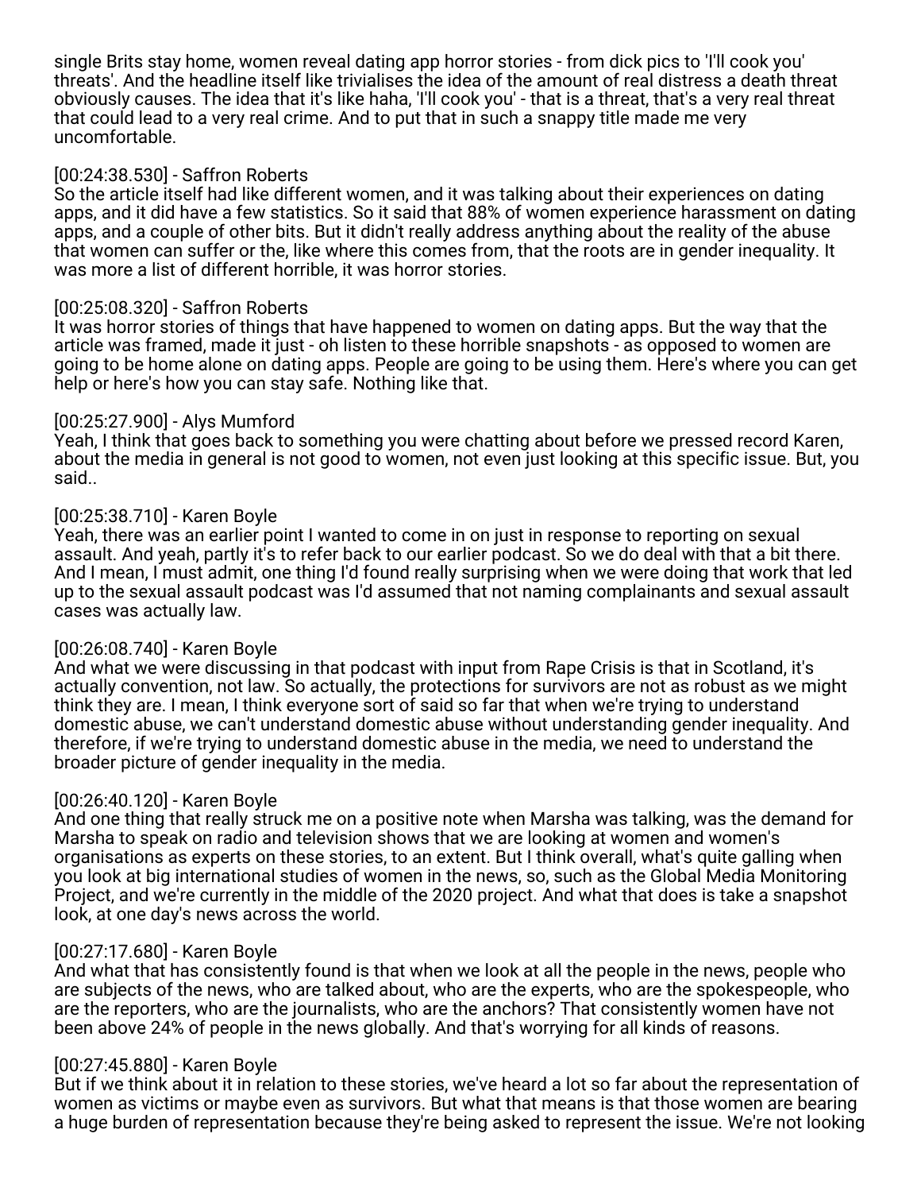single Brits stay home, women reveal dating app horror stories - from dick pics to 'I'll cook you' threats'. And the headline itself like trivialises the idea of the amount of real distress a death threat obviously causes. The idea that it's like haha, 'I'll cook you' - that is a threat, that's a very real threat that could lead to a very real crime. And to put that in such a snappy title made me very uncomfortable.

[00:24:38.530] - Saffron Roberts
So the article itself had like different women, and it was talking about their experiences on dating apps, and it did have a few statistics. So it said that 88% of women experience harassment on dating apps, and a couple of other bits. But it didn't really address anything about the reality of the abuse that women can suffer or the, like where this comes from, that the roots are in gender inequality. It was more a list of different horrible, it was horror stories.

[00:25:08.320] - Saffron Roberts
It was horror stories of things that have happened to women on dating apps. But the way that the article was framed, made it just - oh listen to these horrible snapshots - as opposed to women are going to be home alone on dating apps. People are going to be using them. Here's where you can get help or here's how you can stay safe. Nothing like that.

[00:25:27.900] - Alys Mumford
Yeah, I think that goes back to something you were chatting about before we pressed record Karen, about the media in general is not good to women, not even just looking at this specific issue. But, you said..

[00:25:38.710] - Karen Boyle
Yeah, there was an earlier point I wanted to come in on just in response to reporting on sexual assault. And yeah, partly it's to refer back to our earlier podcast. So we do deal with that a bit there. And I mean, I must admit, one thing I'd found really surprising when we were doing that work that led up to the sexual assault podcast was I'd assumed that not naming complainants and sexual assault cases was actually law.

[00:26:08.740] - Karen Boyle
And what we were discussing in that podcast with input from Rape Crisis is that in Scotland, it's actually convention, not law. So actually, the protections for survivors are not as robust as we might think they are. I mean, I think everyone sort of said so far that when we're trying to understand domestic abuse, we can't understand domestic abuse without understanding gender inequality. And therefore, if we're trying to understand domestic abuse in the media, we need to understand the broader picture of gender inequality in the media.

[00:26:40.120] - Karen Boyle
And one thing that really struck me on a positive note when Marsha was talking, was the demand for Marsha to speak on radio and television shows that we are looking at women and women's organisations as experts on these stories, to an extent. But I think overall, what's quite galling when you look at big international studies of women in the news, so, such as the Global Media Monitoring Project, and we're currently in the middle of the 2020 project. And what that does is take a snapshot look, at one day's news across the world.

[00:27:17.680] - Karen Boyle
And what that has consistently found is that when we look at all the people in the news, people who are subjects of the news, who are talked about, who are the experts, who are the spokespeople, who are the reporters, who are the journalists, who are the anchors? That consistently women have not been above 24% of people in the news globally. And that's worrying for all kinds of reasons.

[00:27:45.880] - Karen Boyle
But if we think about it in relation to these stories, we've heard a lot so far about the representation of women as victims or maybe even as survivors. But what that means is that those women are bearing a huge burden of representation because they're being asked to represent the issue. We're not looking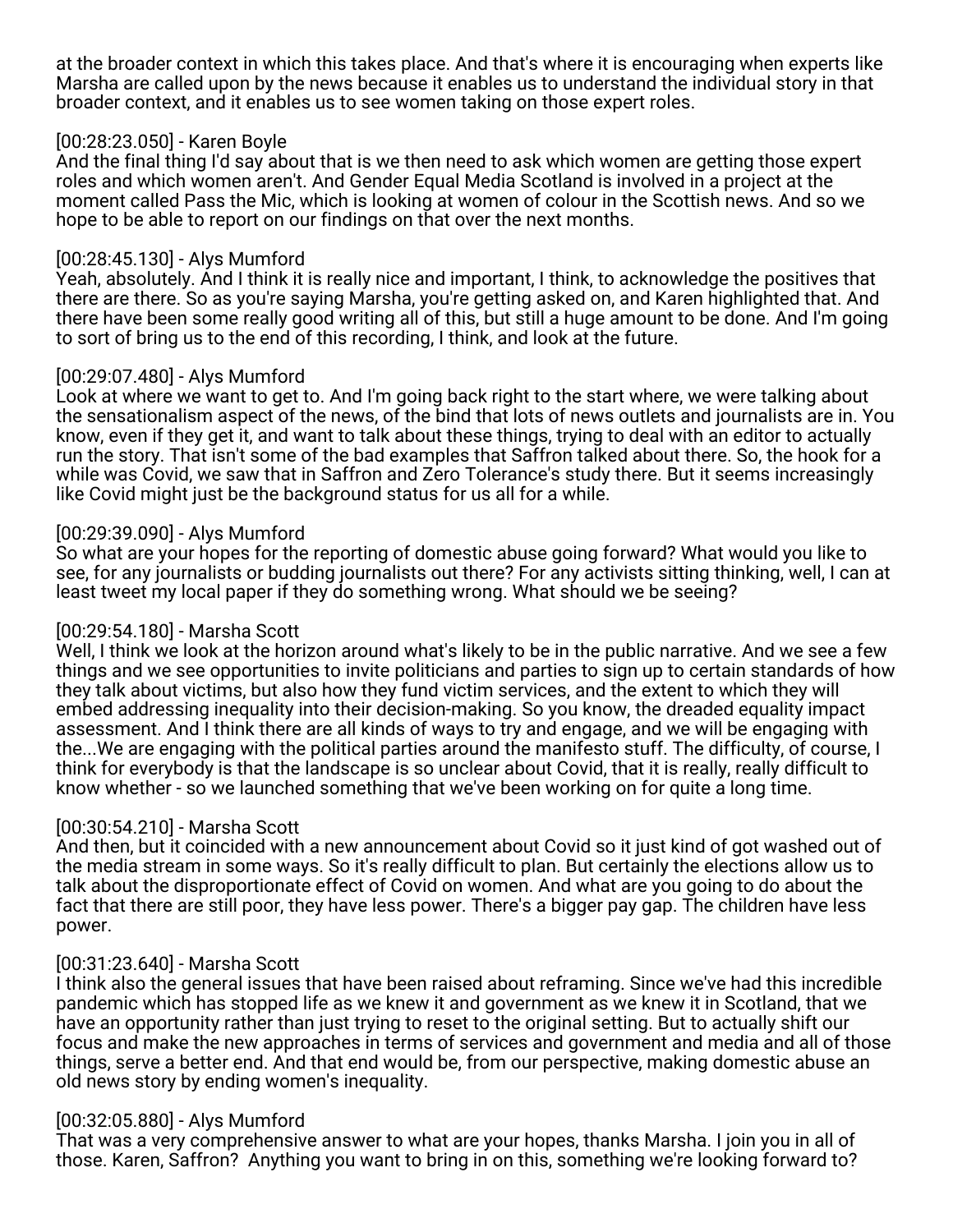at the broader context in which this takes place. And that's where it is encouraging when experts like Marsha are called upon by the news because it enables us to understand the individual story in that broader context, and it enables us to see women taking on those expert roles.

[00:28:23.050] - Karen Boyle
And the final thing I'd say about that is we then need to ask which women are getting those expert roles and which women aren't. And Gender Equal Media Scotland is involved in a project at the moment called Pass the Mic, which is looking at women of colour in the Scottish news. And so we hope to be able to report on our findings on that over the next months.

[00:28:45.130] - Alys Mumford
Yeah, absolutely. And I think it is really nice and important, I think, to acknowledge the positives that there are there. So as you're saying Marsha, you're getting asked on, and Karen highlighted that. And there have been some really good writing all of this, but still a huge amount to be done. And I'm going to sort of bring us to the end of this recording, I think, and look at the future.

[00:29:07.480] - Alys Mumford
Look at where we want to get to. And I'm going back right to the start where, we were talking about the sensationalism aspect of the news, of the bind that lots of news outlets and journalists are in. You know, even if they get it, and want to talk about these things, trying to deal with an editor to actually run the story. That isn't some of the bad examples that Saffron talked about there. So, the hook for a while was Covid, we saw that in Saffron and Zero Tolerance's study there. But it seems increasingly like Covid might just be the background status for us all for a while.

[00:29:39.090] - Alys Mumford
So what are your hopes for the reporting of domestic abuse going forward? What would you like to see, for any journalists or budding journalists out there? For any activists sitting thinking, well, I can at least tweet my local paper if they do something wrong. What should we be seeing?

[00:29:54.180] - Marsha Scott
Well, I think we look at the horizon around what's likely to be in the public narrative. And we see a few things and we see opportunities to invite politicians and parties to sign up to certain standards of how they talk about victims, but also how they fund victim services, and the extent to which they will embed addressing inequality into their decision-making. So you know, the dreaded equality impact assessment. And I think there are all kinds of ways to try and engage, and we will be engaging with the...We are engaging with the political parties around the manifesto stuff. The difficulty, of course, I think for everybody is that the landscape is so unclear about Covid, that it is really, really difficult to know whether - so we launched something that we've been working on for quite a long time.

[00:30:54.210] - Marsha Scott
And then, but it coincided with a new announcement about Covid so it just kind of got washed out of the media stream in some ways. So it's really difficult to plan. But certainly the elections allow us to talk about the disproportionate effect of Covid on women. And what are you going to do about the fact that there are still poor, they have less power. There's a bigger pay gap. The children have less power.

[00:31:23.640] - Marsha Scott
I think also the general issues that have been raised about reframing. Since we've had this incredible pandemic which has stopped life as we knew it and government as we knew it in Scotland, that we have an opportunity rather than just trying to reset to the original setting. But to actually shift our focus and make the new approaches in terms of services and government and media and all of those things, serve a better end. And that end would be, from our perspective, making domestic abuse an old news story by ending women's inequality.

[00:32:05.880] - Alys Mumford
That was a very comprehensive answer to what are your hopes, thanks Marsha. I join you in all of those. Karen, Saffron? Anything you want to bring in on this, something we're looking forward to?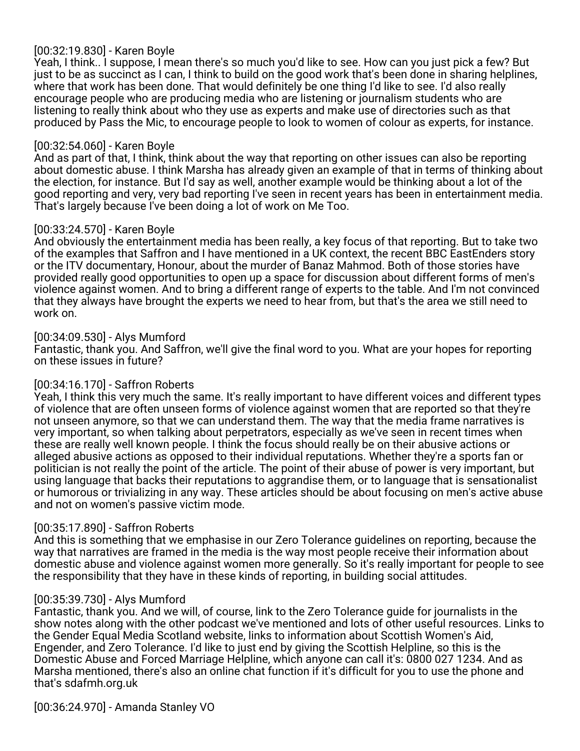[00:32:19.830] - Karen Boyle
Yeah, I think.. I suppose, I mean there's so much you'd like to see. How can you just pick a few? But just to be as succinct as I can, I think to build on the good work that's been done in sharing helplines, where that work has been done. That would definitely be one thing I'd like to see. I'd also really encourage people who are producing media who are listening or journalism students who are listening to really think about who they use as experts and make use of directories such as that produced by Pass the Mic, to encourage people to look to women of colour as experts, for instance.

[00:32:54.060] - Karen Boyle
And as part of that, I think, think about the way that reporting on other issues can also be reporting about domestic abuse. I think Marsha has already given an example of that in terms of thinking about the election, for instance. But I'd say as well, another example would be thinking about a lot of the good reporting and very, very bad reporting I've seen in recent years has been in entertainment media. That's largely because I've been doing a lot of work on Me Too.

[00:33:24.570] - Karen Boyle
And obviously the entertainment media has been really, a key focus of that reporting. But to take two of the examples that Saffron and I have mentioned in a UK context, the recent BBC EastEnders story or the ITV documentary, Honour, about the murder of Banaz Mahmod. Both of those stories have provided really good opportunities to open up a space for discussion about different forms of men's violence against women. And to bring a different range of experts to the table. And I'm not convinced that they always have brought the experts we need to hear from, but that's the area we still need to work on.

[00:34:09.530] - Alys Mumford
Fantastic, thank you. And Saffron, we'll give the final word to you. What are your hopes for reporting on these issues in future?

[00:34:16.170] - Saffron Roberts
Yeah, I think this very much the same. It's really important to have different voices and different types of violence that are often unseen forms of violence against women that are reported so that they're not unseen anymore, so that we can understand them. The way that the media frame narratives is very important, so when talking about perpetrators, especially as we've seen in recent times when these are really well known people. I think the focus should really be on their abusive actions or alleged abusive actions as opposed to their individual reputations. Whether they're a sports fan or politician is not really the point of the article. The point of their abuse of power is very important, but using language that backs their reputations to aggrandise them, or to language that is sensationalist or humorous or trivializing in any way. These articles should be about focusing on men's active abuse and not on women's passive victim mode.

[00:35:17.890] - Saffron Roberts
And this is something that we emphasise in our Zero Tolerance guidelines on reporting, because the way that narratives are framed in the media is the way most people receive their information about domestic abuse and violence against women more generally. So it's really important for people to see the responsibility that they have in these kinds of reporting, in building social attitudes.

[00:35:39.730] - Alys Mumford
Fantastic, thank you. And we will, of course, link to the Zero Tolerance guide for journalists in the show notes along with the other podcast we've mentioned and lots of other useful resources. Links to the Gender Equal Media Scotland website, links to information about Scottish Women's Aid, Engender, and Zero Tolerance. I'd like to just end by giving the Scottish Helpline, so this is the Domestic Abuse and Forced Marriage Helpline, which anyone can call it's: 0800 027 1234. And as Marsha mentioned, there's also an online chat function if it's difficult for you to use the phone and that's sdafmh.org.uk

[00:36:24.970] - Amanda Stanley VO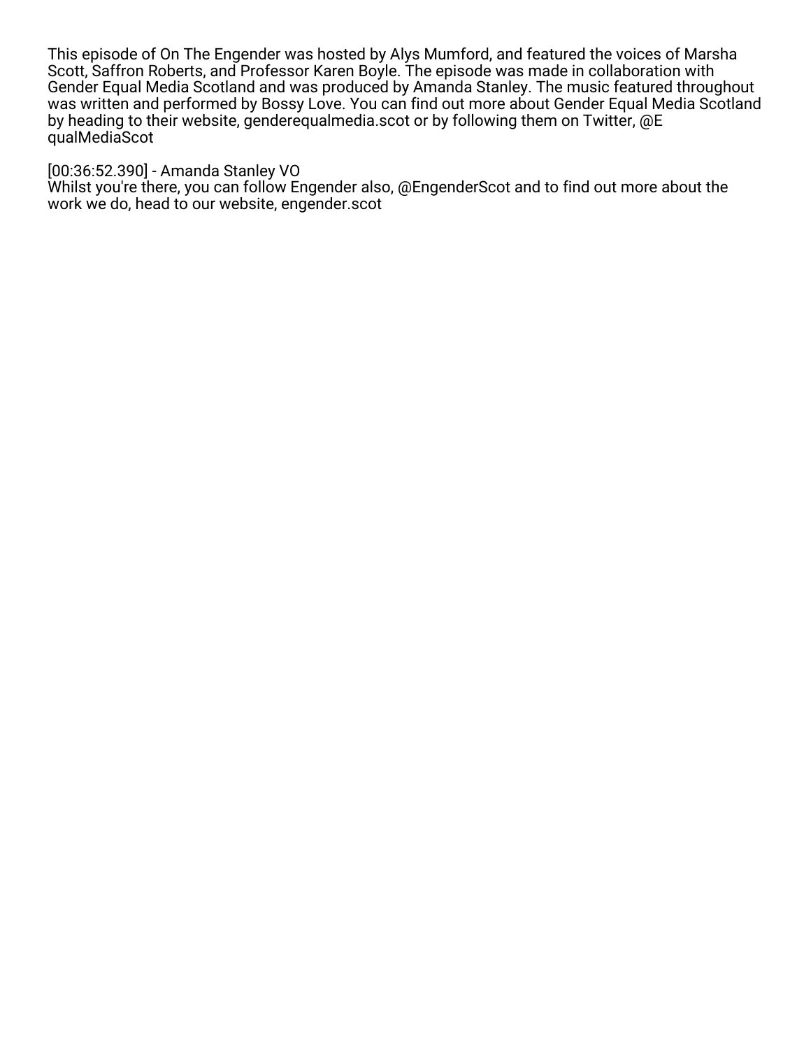This episode of On The Engender was hosted by Alys Mumford, and featured the voices of Marsha Scott, Saffron Roberts, and Professor Karen Boyle. The episode was made in collaboration with Gender Equal Media Scotland and was produced by Amanda Stanley. The music featured throughout was written and performed by Bossy Love. You can find out more about Gender Equal Media Scotland by heading to their website, genderequalmedia.scot or by following them on Twitter, @EqualMediaScot

[00:36:52.390] - Amanda Stanley VO
Whilst you're there, you can follow Engender also, @EngenderScot and to find out more about the work we do, head to our website, engender.scot